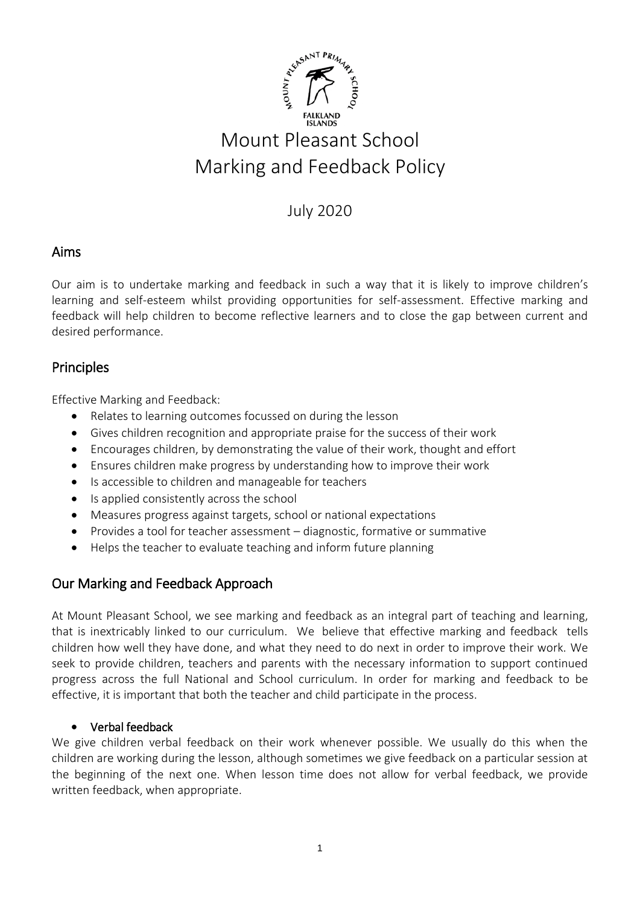# Mount Pleasant School
# Marking and Feedback Policy

July 2020

## Aims

Our aim is to undertake marking and feedback in such a way that it is likely to improve children's learning and self-esteem whilst providing opportunities for self-assessment. Effective marking and feedback will help children to become reflective learners and to close the gap between current and desired performance.

## Principles

Effective Marking and Feedback:

- Relates to learning outcomes focussed on during the lesson
- Gives children recognition and appropriate praise for the success of their work
- Encourages children, by demonstrating the value of their work, thought and effort
- Ensures children make progress by understanding how to improve their work
- Is accessible to children and manageable for teachers
- Is applied consistently across the school
- Measures progress against targets, school or national expectations
- Provides a tool for teacher assessment – diagnostic, formative or summative
- Helps the teacher to evaluate teaching and inform future planning

## Our Marking and Feedback Approach

At Mount Pleasant School, we see marking and feedback as an integral part of teaching and learning, that is inextricably linked to our curriculum. We believe that effective marking and feedback tells children how well they have done, and what they need to do next in order to improve their work. We seek to provide children, teachers and parents with the necessary information to support continued progress across the full National and School curriculum. In order for marking and feedback to be effective, it is important that both the teacher and child participate in the process.

- **Verbal feedback**

We give children verbal feedback on their work whenever possible. We usually do this when the children are working during the lesson, although sometimes we give feedback on a particular session at the beginning of the next one. When lesson time does not allow for verbal feedback, we provide written feedback, when appropriate.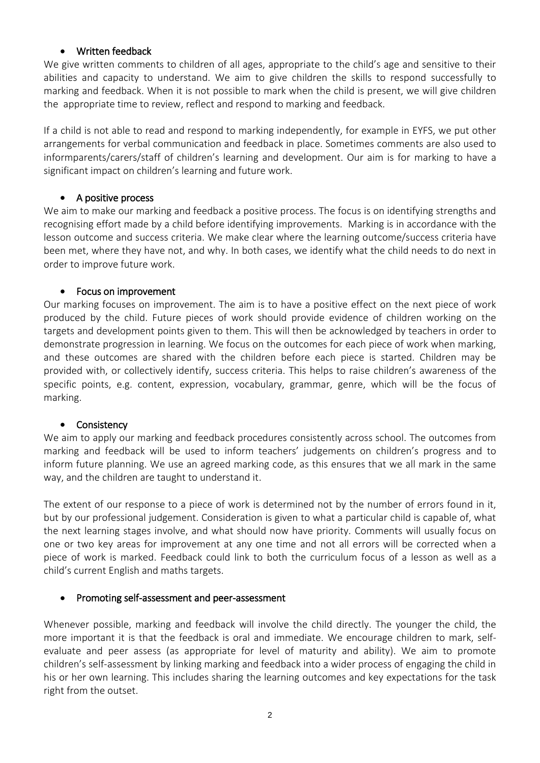- Written feedback

We give written comments to children of all ages, appropriate to the child's age and sensitive to their abilities and capacity to understand. We aim to give children the skills to respond successfully to marking and feedback. When it is not possible to mark when the child is present, we will give children the appropriate time to review, reflect and respond to marking and feedback.

If a child is not able to read and respond to marking independently, for example in EYFS, we put other arrangements for verbal communication and feedback in place. Sometimes comments are also used to informparents/carers/staff of children's learning and development. Our aim is for marking to have a significant impact on children's learning and future work.

- A positive process

We aim to make our marking and feedback a positive process. The focus is on identifying strengths and recognising effort made by a child before identifying improvements. Marking is in accordance with the lesson outcome and success criteria. We make clear where the learning outcome/success criteria have been met, where they have not, and why. In both cases, we identify what the child needs to do next in order to improve future work.

- Focus on improvement

Our marking focuses on improvement. The aim is to have a positive effect on the next piece of work produced by the child. Future pieces of work should provide evidence of children working on the targets and development points given to them. This will then be acknowledged by teachers in order to demonstrate progression in learning. We focus on the outcomes for each piece of work when marking, and these outcomes are shared with the children before each piece is started. Children may be provided with, or collectively identify, success criteria. This helps to raise children's awareness of the specific points, e.g. content, expression, vocabulary, grammar, genre, which will be the focus of marking.

- Consistency

We aim to apply our marking and feedback procedures consistently across school. The outcomes from marking and feedback will be used to inform teachers' judgements on children's progress and to inform future planning. We use an agreed marking code, as this ensures that we all mark in the same way, and the children are taught to understand it.

The extent of our response to a piece of work is determined not by the number of errors found in it, but by our professional judgement. Consideration is given to what a particular child is capable of, what the next learning stages involve, and what should now have priority. Comments will usually focus on one or two key areas for improvement at any one time and not all errors will be corrected when a piece of work is marked. Feedback could link to both the curriculum focus of a lesson as well as a child's current English and maths targets.

- Promoting self-assessment and peer-assessment

Whenever possible, marking and feedback will involve the child directly. The younger the child, the more important it is that the feedback is oral and immediate. We encourage children to mark, self-evaluate and peer assess (as appropriate for level of maturity and ability). We aim to promote children's self-assessment by linking marking and feedback into a wider process of engaging the child in his or her own learning. This includes sharing the learning outcomes and key expectations for the task right from the outset.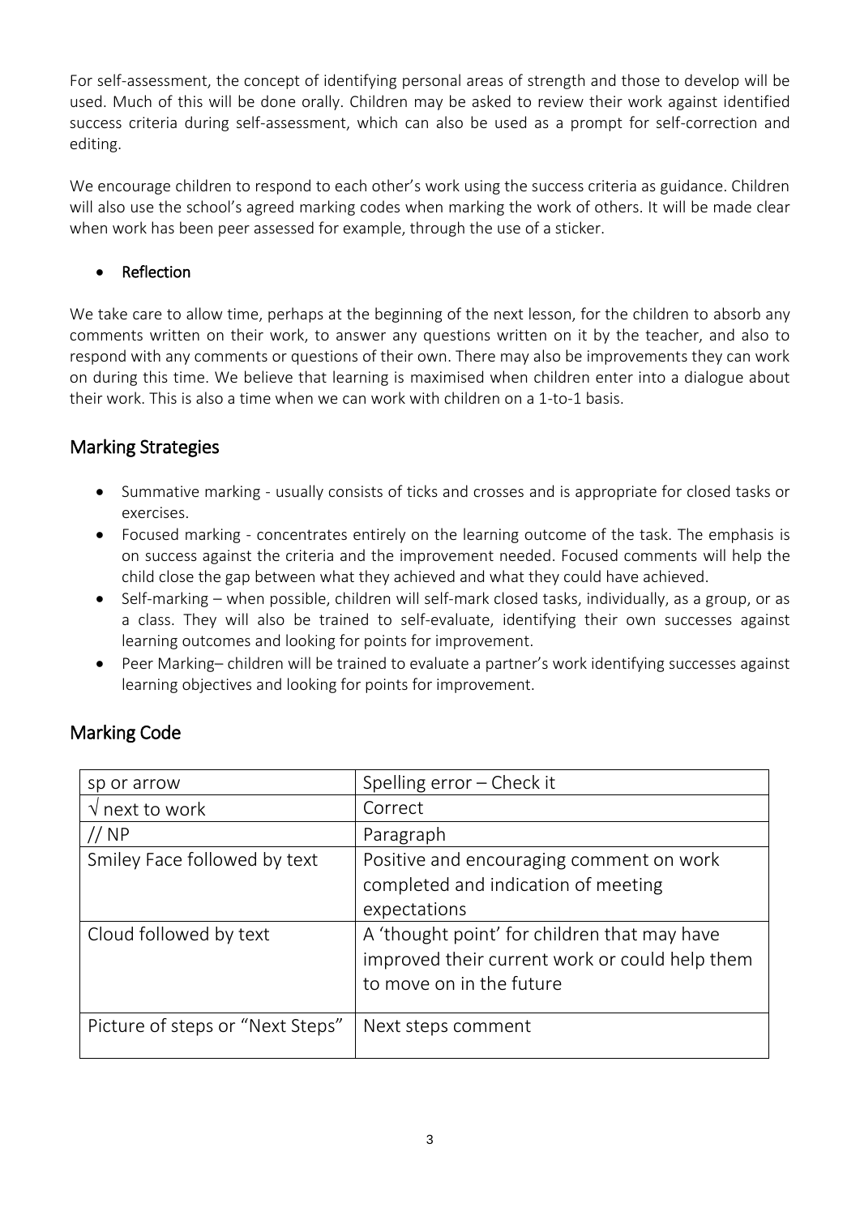For self-assessment, the concept of identifying personal areas of strength and those to develop will be used. Much of this will be done orally. Children may be asked to review their work against identified success criteria during self-assessment, which can also be used as a prompt for self-correction and editing.

We encourage children to respond to each other's work using the success criteria as guidance. Children will also use the school's agreed marking codes when marking the work of others. It will be made clear when work has been peer assessed for example, through the use of a sticker.

- Reflection

We take care to allow time, perhaps at the beginning of the next lesson, for the children to absorb any comments written on their work, to answer any questions written on it by the teacher, and also to respond with any comments or questions of their own. There may also be improvements they can work on during this time. We believe that learning is maximised when children enter into a dialogue about their work. This is also a time when we can work with children on a 1-to-1 basis.

## Marking Strategies

- Summative marking - usually consists of ticks and crosses and is appropriate for closed tasks or exercises.
- Focused marking - concentrates entirely on the learning outcome of the task. The emphasis is on success against the criteria and the improvement needed. Focused comments will help the child close the gap between what they achieved and what they could have achieved.
- Self-marking – when possible, children will self-mark closed tasks, individually, as a group, or as a class. They will also be trained to self-evaluate, identifying their own successes against learning outcomes and looking for points for improvement.
- Peer Marking– children will be trained to evaluate a partner's work identifying successes against learning objectives and looking for points for improvement.

## Marking Code

| | |
|---|---|
| sp or arrow | Spelling error – Check it |
| √ next to work | Correct |
| // NP | Paragraph |
| Smiley Face followed by text | Positive and encouraging comment on work completed and indication of meeting expectations |
| Cloud followed by text | A 'thought point' for children that may have improved their current work or could help them to move on in the future |
| Picture of steps or "Next Steps" | Next steps comment |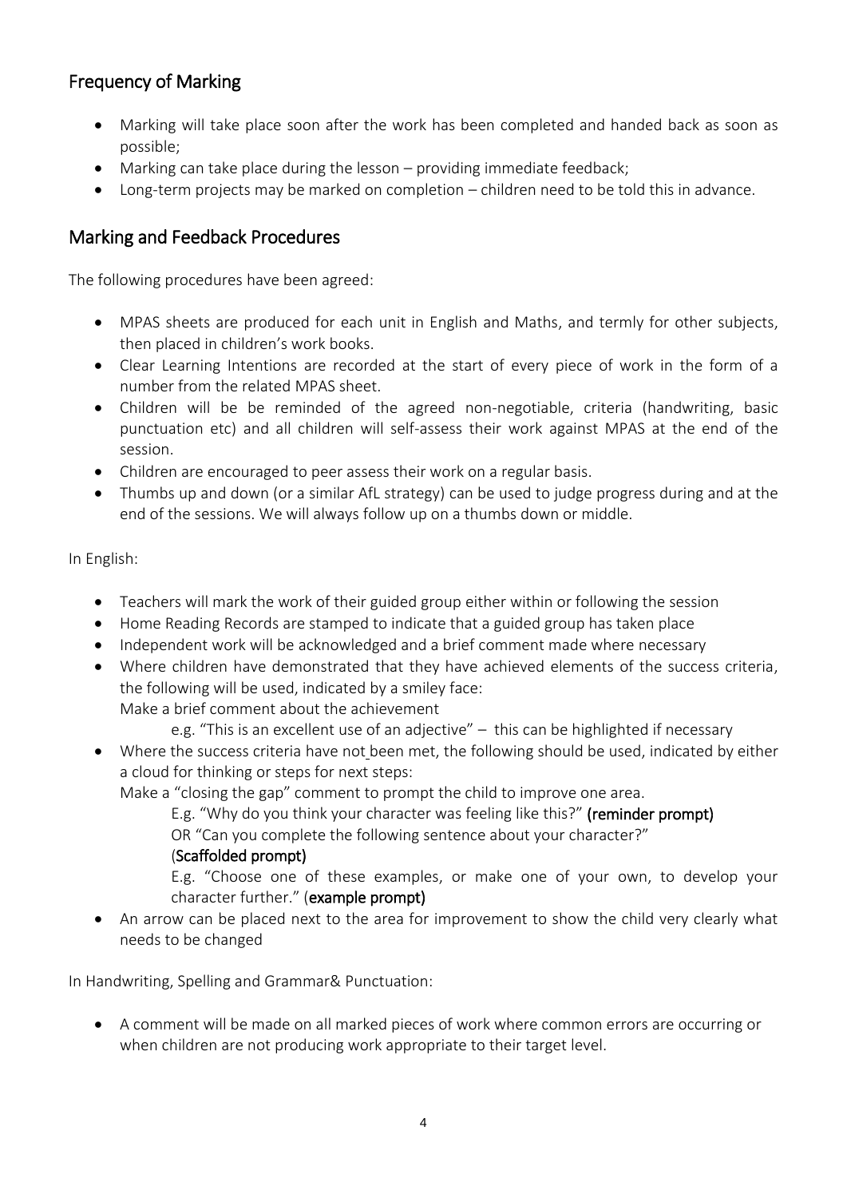## Frequency of Marking

- Marking will take place soon after the work has been completed and handed back as soon as possible;
- Marking can take place during the lesson – providing immediate feedback;
- Long-term projects may be marked on completion – children need to be told this in advance.

## Marking and Feedback Procedures

The following procedures have been agreed:

- MPAS sheets are produced for each unit in English and Maths, and termly for other subjects, then placed in children's work books.
- Clear Learning Intentions are recorded at the start of every piece of work in the form of a number from the related MPAS sheet.
- Children will be be reminded of the agreed non-negotiable, criteria (handwriting, basic punctuation etc) and all children will self-assess their work against MPAS at the end of the session.
- Children are encouraged to peer assess their work on a regular basis.
- Thumbs up and down (or a similar AfL strategy) can be used to judge progress during and at the end of the sessions. We will always follow up on a thumbs down or middle.

In English:

- Teachers will mark the work of their guided group either within or following the session
- Home Reading Records are stamped to indicate that a guided group has taken place
- Independent work will be acknowledged and a brief comment made where necessary
- Where children have demonstrated that they have achieved elements of the success criteria, the following will be used, indicated by a smiley face:
  Make a brief comment about the achievement
  e.g. "This is an excellent use of an adjective" – this can be highlighted if necessary
- Where the success criteria have not been met, the following should be used, indicated by either a cloud for thinking or steps for next steps:
  Make a "closing the gap" comment to prompt the child to improve one area.
  E.g. "Why do you think your character was feeling like this?" **(reminder prompt)**
  OR "Can you complete the following sentence about your character?"
  **(Scaffolded prompt)**
  E.g. "Choose one of these examples, or make one of your own, to develop your character further." **(example prompt)**
- An arrow can be placed next to the area for improvement to show the child very clearly what needs to be changed

In Handwriting, Spelling and Grammar& Punctuation:

- A comment will be made on all marked pieces of work where common errors are occurring or when children are not producing work appropriate to their target level.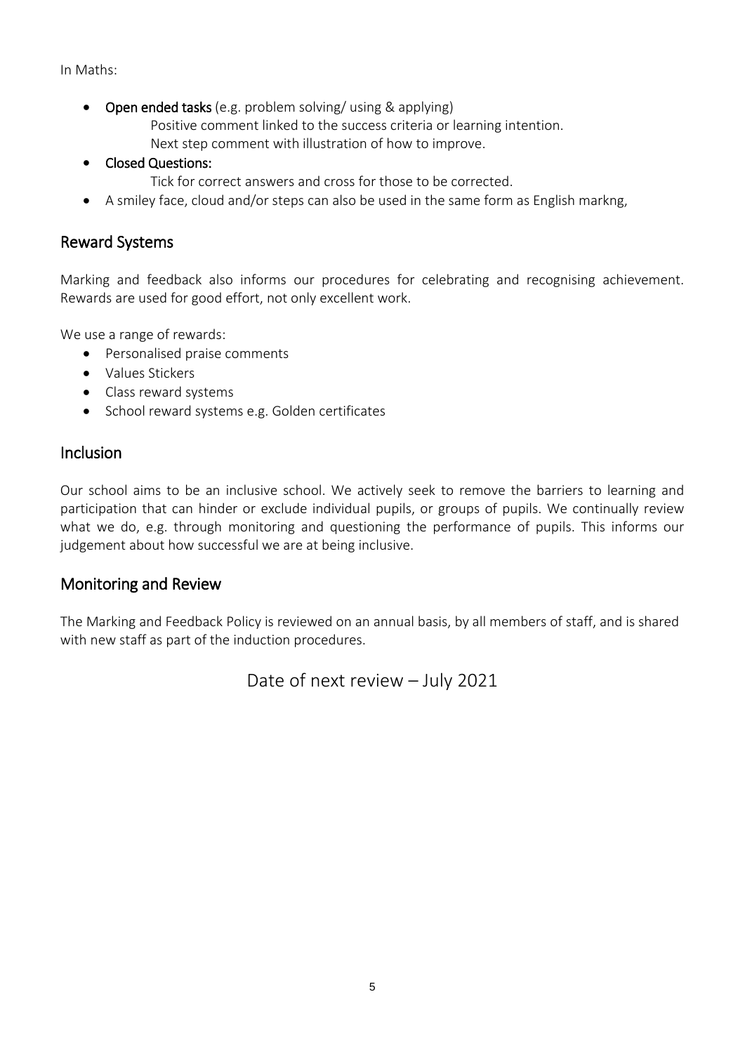In Maths:

- **Open ended tasks** (e.g. problem solving/ using & applying)
  Positive comment linked to the success criteria or learning intention.
  Next step comment with illustration of how to improve.
- **Closed Questions:**
  Tick for correct answers and cross for those to be corrected.
- A smiley face, cloud and/or steps can also be used in the same form as English markng,

## Reward Systems

Marking and feedback also informs our procedures for celebrating and recognising achievement. Rewards are used for good effort, not only excellent work.

We use a range of rewards:

- Personalised praise comments
- Values Stickers
- Class reward systems
- School reward systems e.g. Golden certificates

## Inclusion

Our school aims to be an inclusive school. We actively seek to remove the barriers to learning and participation that can hinder or exclude individual pupils, or groups of pupils. We continually review what we do, e.g. through monitoring and questioning the performance of pupils. This informs our judgement about how successful we are at being inclusive.

## Monitoring and Review

The Marking and Feedback Policy is reviewed on an annual basis, by all members of staff, and is shared with new staff as part of the induction procedures.

Date of next review – July 2021